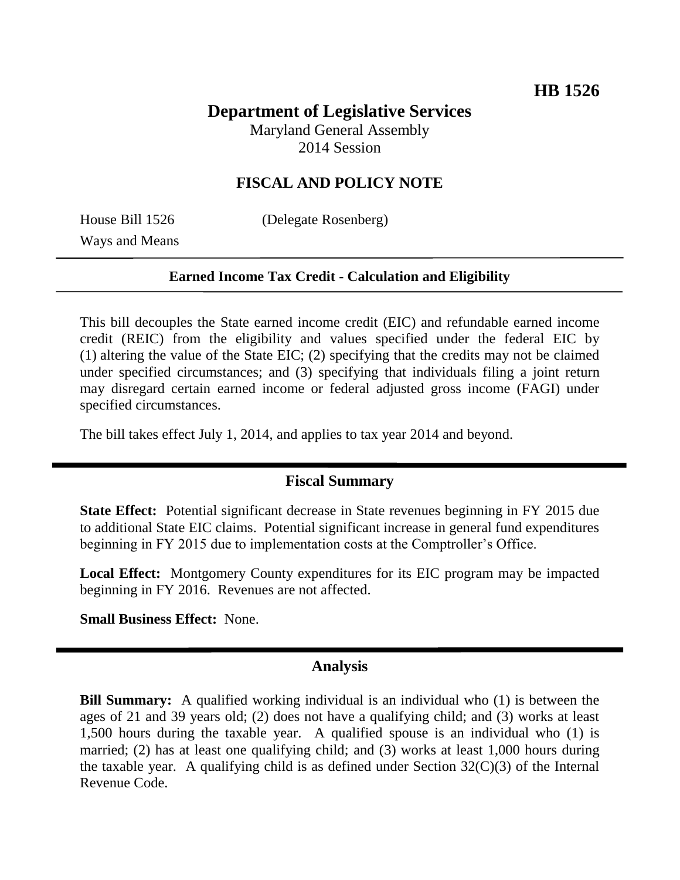**HB 1526**

# Department of Legislative Services

Maryland General Assembly
2014 Session

## FISCAL AND POLICY NOTE

House Bill 1526 (Delegate Rosenberg)
Ways and Means

**Earned Income Tax Credit - Calculation and Eligibility**

This bill decouples the State earned income credit (EIC) and refundable earned income credit (REIC) from the eligibility and values specified under the federal EIC by (1) altering the value of the State EIC; (2) specifying that the credits may not be claimed under specified circumstances; and (3) specifying that individuals filing a joint return may disregard certain earned income or federal adjusted gross income (FAGI) under specified circumstances.

The bill takes effect July 1, 2014, and applies to tax year 2014 and beyond.

## Fiscal Summary

**State Effect:** Potential significant decrease in State revenues beginning in FY 2015 due to additional State EIC claims. Potential significant increase in general fund expenditures beginning in FY 2015 due to implementation costs at the Comptroller's Office.

**Local Effect:** Montgomery County expenditures for its EIC program may be impacted beginning in FY 2016. Revenues are not affected.

**Small Business Effect:** None.

## Analysis

**Bill Summary:** A qualified working individual is an individual who (1) is between the ages of 21 and 39 years old; (2) does not have a qualifying child; and (3) works at least 1,500 hours during the taxable year. A qualified spouse is an individual who (1) is married; (2) has at least one qualifying child; and (3) works at least 1,000 hours during the taxable year. A qualifying child is as defined under Section 32(C)(3) of the Internal Revenue Code.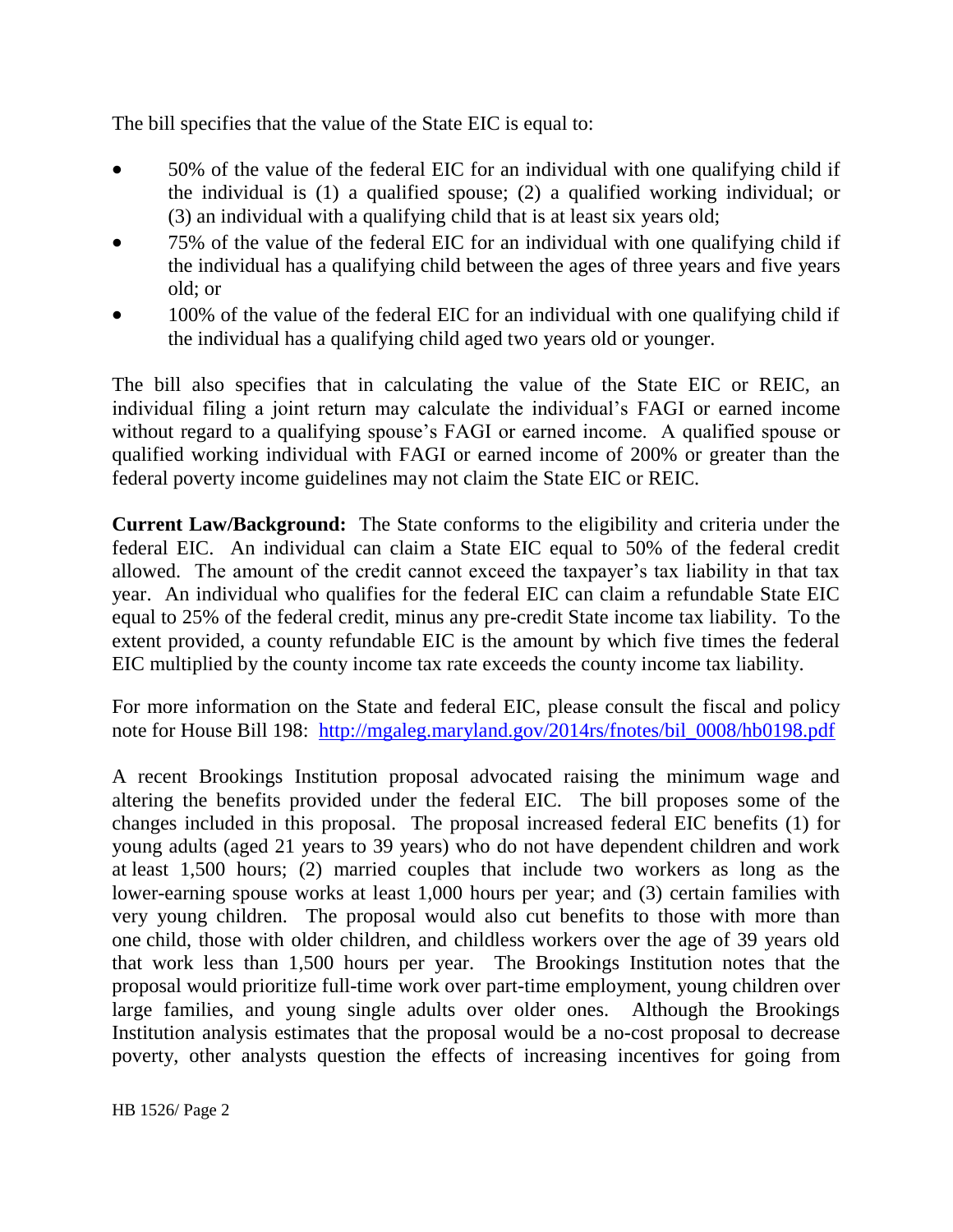The bill specifies that the value of the State EIC is equal to:

- 50% of the value of the federal EIC for an individual with one qualifying child if the individual is (1) a qualified spouse; (2) a qualified working individual; or (3) an individual with a qualifying child that is at least six years old;
- 75% of the value of the federal EIC for an individual with one qualifying child if the individual has a qualifying child between the ages of three years and five years old; or
- 100% of the value of the federal EIC for an individual with one qualifying child if the individual has a qualifying child aged two years old or younger.

The bill also specifies that in calculating the value of the State EIC or REIC, an individual filing a joint return may calculate the individual's FAGI or earned income without regard to a qualifying spouse's FAGI or earned income. A qualified spouse or qualified working individual with FAGI or earned income of 200% or greater than the federal poverty income guidelines may not claim the State EIC or REIC.

**Current Law/Background:** The State conforms to the eligibility and criteria under the federal EIC. An individual can claim a State EIC equal to 50% of the federal credit allowed. The amount of the credit cannot exceed the taxpayer's tax liability in that tax year. An individual who qualifies for the federal EIC can claim a refundable State EIC equal to 25% of the federal credit, minus any pre-credit State income tax liability. To the extent provided, a county refundable EIC is the amount by which five times the federal EIC multiplied by the county income tax rate exceeds the county income tax liability.

For more information on the State and federal EIC, please consult the fiscal and policy note for House Bill 198: [http://mgaleg.maryland.gov/2014rs/fnotes/bil_0008/hb0198.pdf](http://mgaleg.maryland.gov/2014rs/fnotes/bil_0008/hb0198.pdf)

A recent Brookings Institution proposal advocated raising the minimum wage and altering the benefits provided under the federal EIC. The bill proposes some of the changes included in this proposal. The proposal increased federal EIC benefits (1) for young adults (aged 21 years to 39 years) who do not have dependent children and work at least 1,500 hours; (2) married couples that include two workers as long as the lower-earning spouse works at least 1,000 hours per year; and (3) certain families with very young children. The proposal would also cut benefits to those with more than one child, those with older children, and childless workers over the age of 39 years old that work less than 1,500 hours per year. The Brookings Institution notes that the proposal would prioritize full-time work over part-time employment, young children over large families, and young single adults over older ones. Although the Brookings Institution analysis estimates that the proposal would be a no-cost proposal to decrease poverty, other analysts question the effects of increasing incentives for going from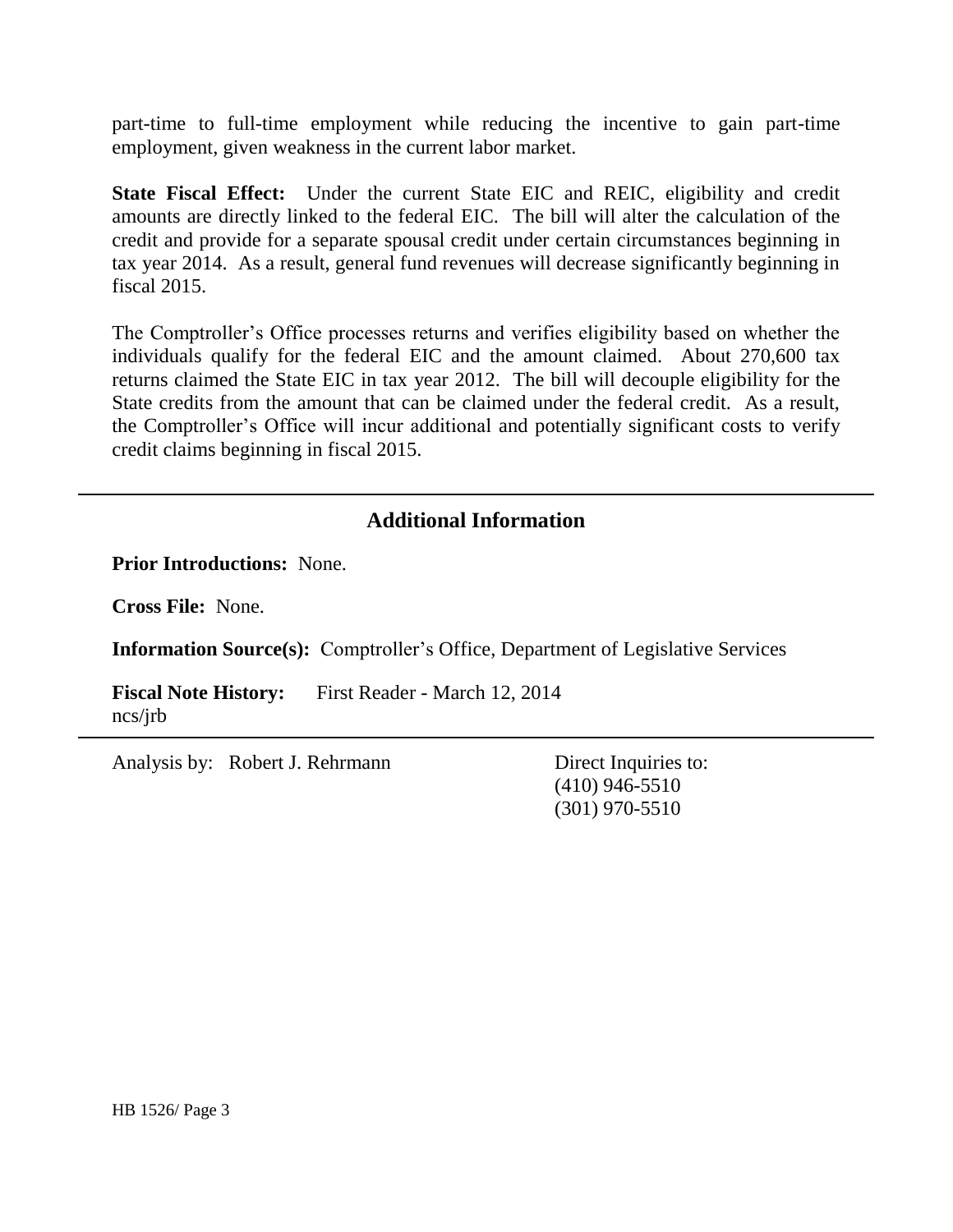part-time to full-time employment while reducing the incentive to gain part-time employment, given weakness in the current labor market.

**State Fiscal Effect:** Under the current State EIC and REIC, eligibility and credit amounts are directly linked to the federal EIC. The bill will alter the calculation of the credit and provide for a separate spousal credit under certain circumstances beginning in tax year 2014. As a result, general fund revenues will decrease significantly beginning in fiscal 2015.

The Comptroller's Office processes returns and verifies eligibility based on whether the individuals qualify for the federal EIC and the amount claimed. About 270,600 tax returns claimed the State EIC in tax year 2012. The bill will decouple eligibility for the State credits from the amount that can be claimed under the federal credit. As a result, the Comptroller's Office will incur additional and potentially significant costs to verify credit claims beginning in fiscal 2015.

## Additional Information

**Prior Introductions:** None.

**Cross File:** None.

**Information Source(s):** Comptroller's Office, Department of Legislative Services

**Fiscal Note History:** First Reader - March 12, 2014
ncs/jrb

Analysis by: Robert J. Rehrmann

Direct Inquiries to:
(410) 946-5510
(301) 970-5510